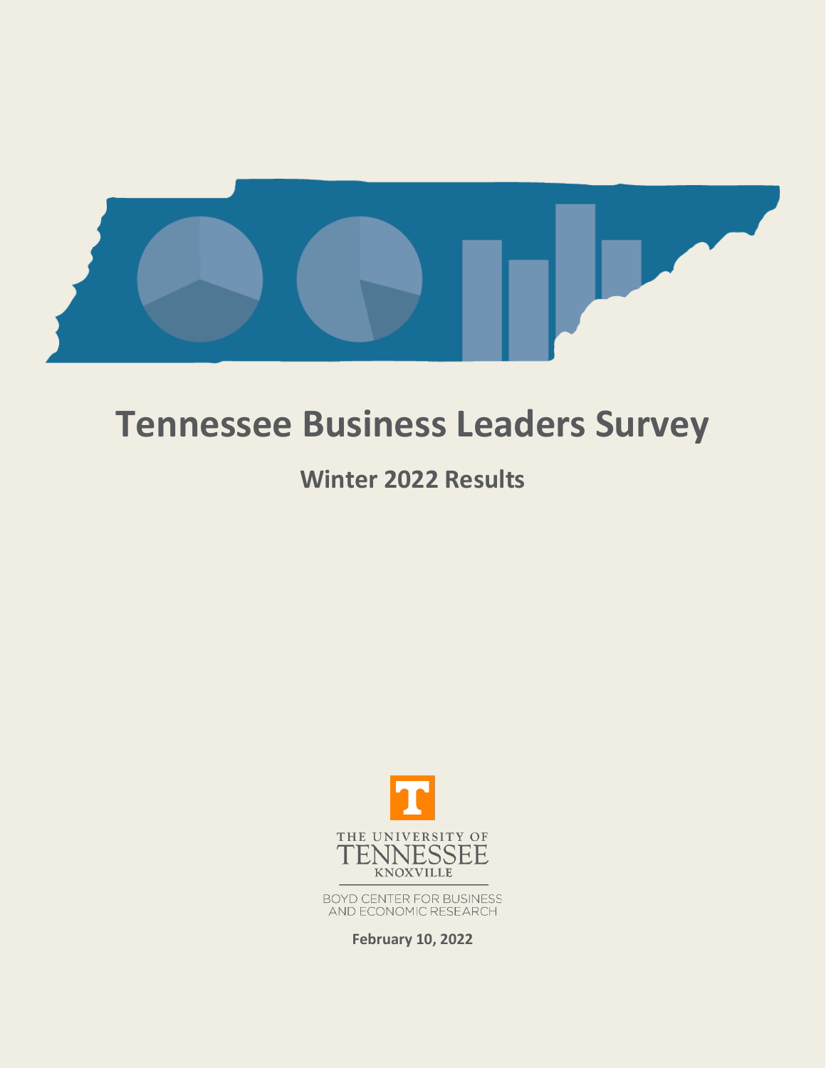# Tennessee Business Leaders Survey

## Winter 2022 Results

THE UNIVERSITY OF TENNESSEE KNOXVILLE

BOYD CENTER FOR BUSINESS AND ECONOMIC RESEARCH

**February 10, 2022**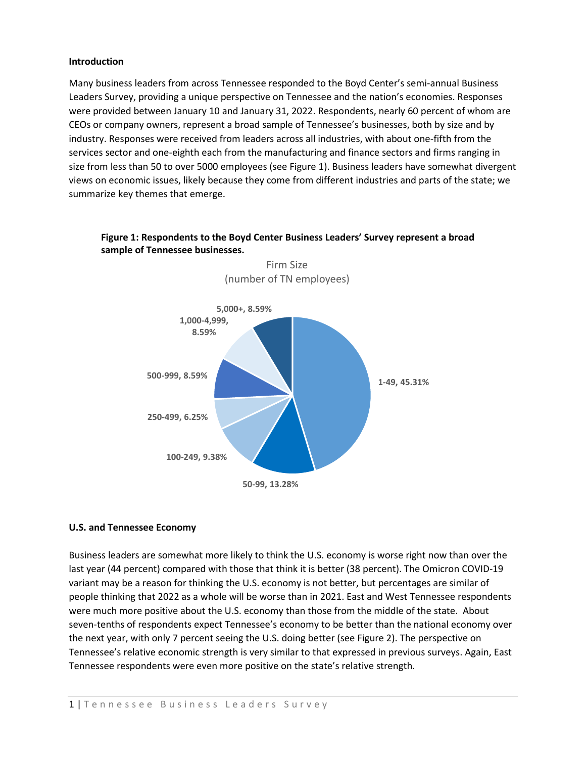### Introduction

Many business leaders from across Tennessee responded to the Boyd Center's semi-annual Business Leaders Survey, providing a unique perspective on Tennessee and the nation's economies. Responses were provided between January 10 and January 31, 2022. Respondents, nearly 60 percent of whom are CEOs or company owners, represent a broad sample of Tennessee's businesses, both by size and by industry. Responses were received from leaders across all industries, with about one-fifth from the services sector and one-eighth each from the manufacturing and finance sectors and firms ranging in size from less than 50 to over 5000 employees (see Figure 1). Business leaders have somewhat divergent views on economic issues, likely because they come from different industries and parts of the state; we summarize key themes that emerge.

**Figure 1: Respondents to the Boyd Center Business Leaders' Survey represent a broad sample of Tennessee businesses.**

Firm Size (number of TN employees)

| Firm Size | Percent |
|---|---|
| 1-49 | 45.31% |
| 50-99 | 13.28% |
| 100-249 | 9.38% |
| 250-499 | 6.25% |
| 500-999 | 8.59% |
| 1,000-4,999 | 8.59% |
| 5,000+ | 8.59% |

### U.S. and Tennessee Economy

Business leaders are somewhat more likely to think the U.S. economy is worse right now than over the last year (44 percent) compared with those that think it is better (38 percent). The Omicron COVID-19 variant may be a reason for thinking the U.S. economy is not better, but percentages are similar of people thinking that 2022 as a whole will be worse than in 2021. East and West Tennessee respondents were much more positive about the U.S. economy than those from the middle of the state. About seven-tenths of respondents expect Tennessee's economy to be better than the national economy over the next year, with only 7 percent seeing the U.S. doing better (see Figure 2). The perspective on Tennessee's relative economic strength is very similar to that expressed in previous surveys. Again, East Tennessee respondents were even more positive on the state's relative strength.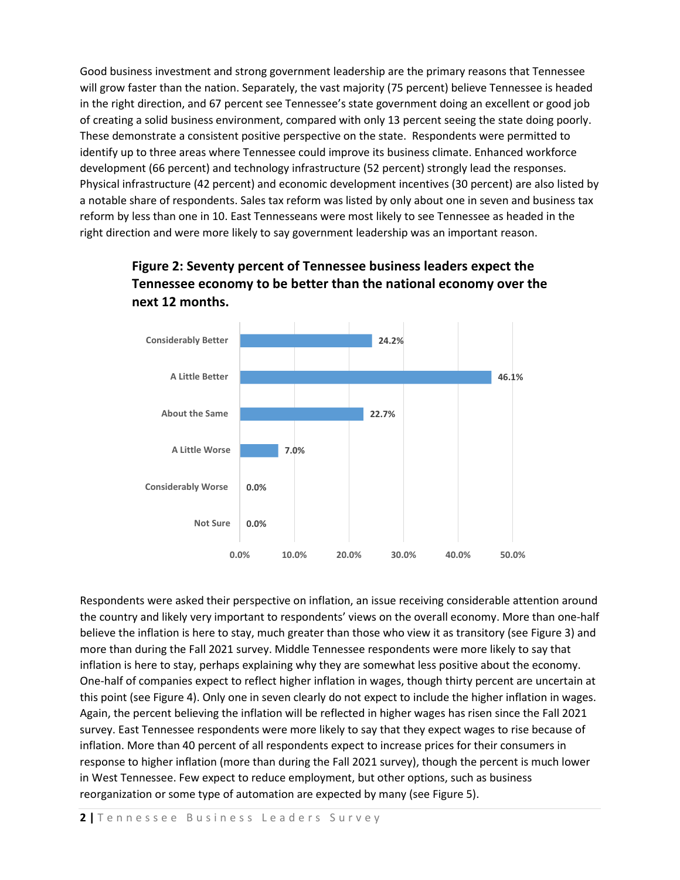Good business investment and strong government leadership are the primary reasons that Tennessee will grow faster than the nation. Separately, the vast majority (75 percent) believe Tennessee is headed in the right direction, and 67 percent see Tennessee's state government doing an excellent or good job of creating a solid business environment, compared with only 13 percent seeing the state doing poorly. These demonstrate a consistent positive perspective on the state. Respondents were permitted to identify up to three areas where Tennessee could improve its business climate. Enhanced workforce development (66 percent) and technology infrastructure (52 percent) strongly lead the responses. Physical infrastructure (42 percent) and economic development incentives (30 percent) are also listed by a notable share of respondents. Sales tax reform was listed by only about one in seven and business tax reform by less than one in 10. East Tennesseans were most likely to see Tennessee as headed in the right direction and were more likely to say government leadership was an important reason.

**Figure 2: Seventy percent of Tennessee business leaders expect the Tennessee economy to be better than the national economy over the next 12 months.**

| Response | Percent |
|---|---|
| Considerably Better | 24.2% |
| A Little Better | 46.1% |
| About the Same | 22.7% |
| A Little Worse | 7.0% |
| Considerably Worse | 0.0% |
| Not Sure | 0.0% |

Respondents were asked their perspective on inflation, an issue receiving considerable attention around the country and likely very important to respondents' views on the overall economy. More than one-half believe the inflation is here to stay, much greater than those who view it as transitory (see Figure 3) and more than during the Fall 2021 survey. Middle Tennessee respondents were more likely to say that inflation is here to stay, perhaps explaining why they are somewhat less positive about the economy. One-half of companies expect to reflect higher inflation in wages, though thirty percent are uncertain at this point (see Figure 4). Only one in seven clearly do not expect to include the higher inflation in wages. Again, the percent believing the inflation will be reflected in higher wages has risen since the Fall 2021 survey. East Tennessee respondents were more likely to say that they expect wages to rise because of inflation. More than 40 percent of all respondents expect to increase prices for their consumers in response to higher inflation (more than during the Fall 2021 survey), though the percent is much lower in West Tennessee. Few expect to reduce employment, but other options, such as business reorganization or some type of automation are expected by many (see Figure 5).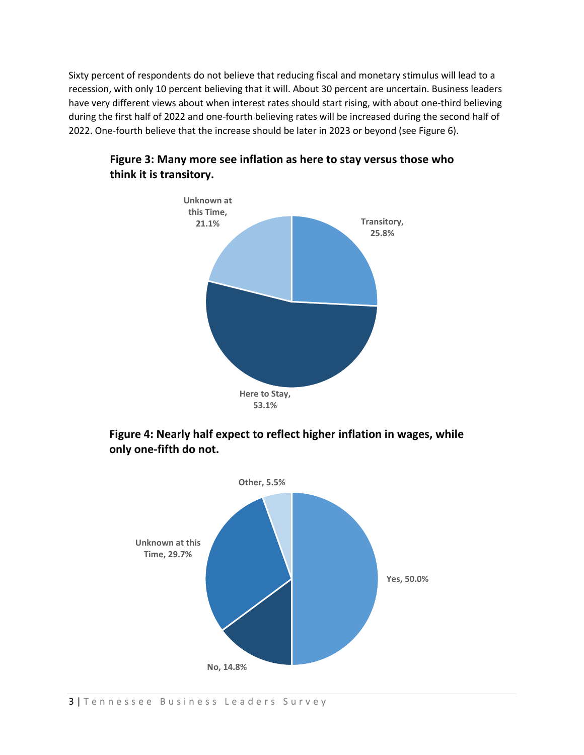Sixty percent of respondents do not believe that reducing fiscal and monetary stimulus will lead to a recession, with only 10 percent believing that it will. About 30 percent are uncertain. Business leaders have very different views about when interest rates should start rising, with about one-third believing during the first half of 2022 and one-fourth believing rates will be increased during the second half of 2022. One-fourth believe that the increase should be later in 2023 or beyond (see Figure 6).

**Figure 3: Many more see inflation as here to stay versus those who think it is transitory.**

| Response | Percent |
|---|---|
| Transitory | 25.8% |
| Here to Stay | 53.1% |
| Unknown at this Time | 21.1% |

**Figure 4: Nearly half expect to reflect higher inflation in wages, while only one-fifth do not.**

| Response | Percent |
|---|---|
| Yes | 50.0% |
| No | 14.8% |
| Unknown at this Time | 29.7% |
| Other | 5.5% |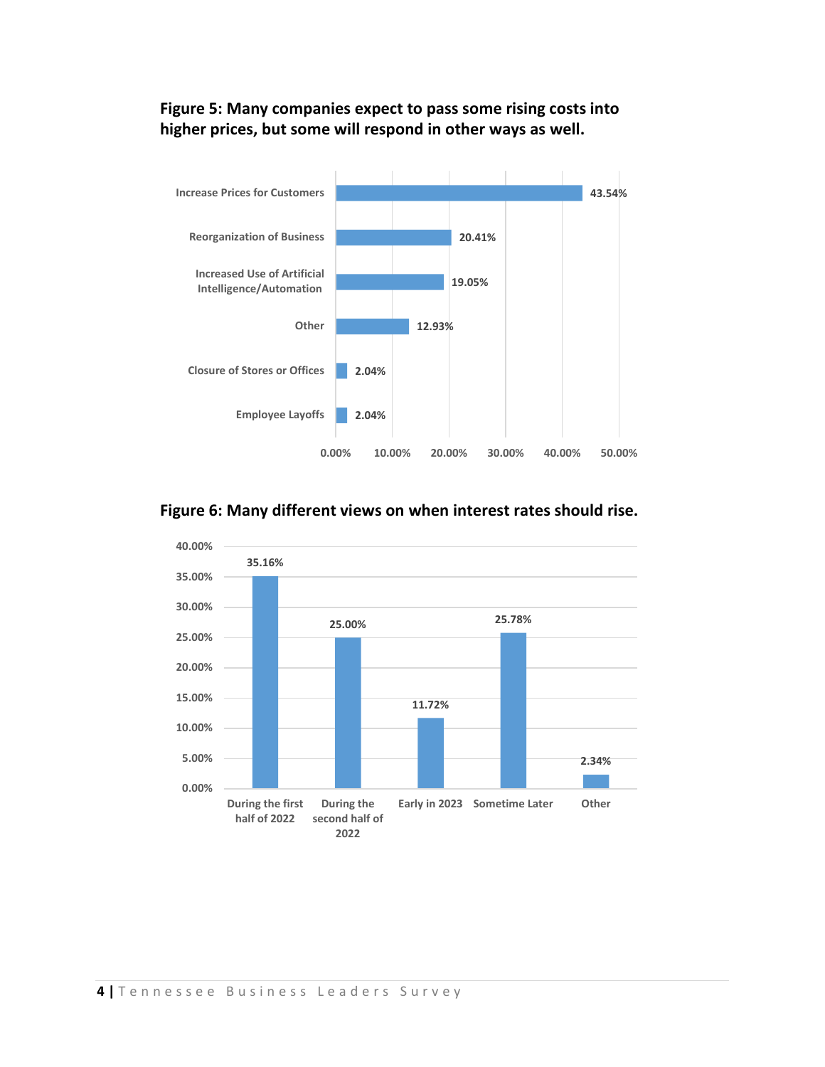**Figure 5: Many companies expect to pass some rising costs into higher prices, but some will respond in other ways as well.**

| Response | Percentage |
|---|---|
| Increase Prices for Customers | 43.54% |
| Reorganization of Business | 20.41% |
| Increased Use of Artificial Intelligence/Automation | 19.05% |
| Other | 12.93% |
| Closure of Stores or Offices | 2.04% |
| Employee Layoffs | 2.04% |

**Figure 6: Many different views on when interest rates should rise.**

| Timing | Percentage |
|---|---|
| During the first half of 2022 | 35.16% |
| During the second half of 2022 | 25.00% |
| Early in 2023 | 11.72% |
| Sometime Later | 25.78% |
| Other | 2.34% |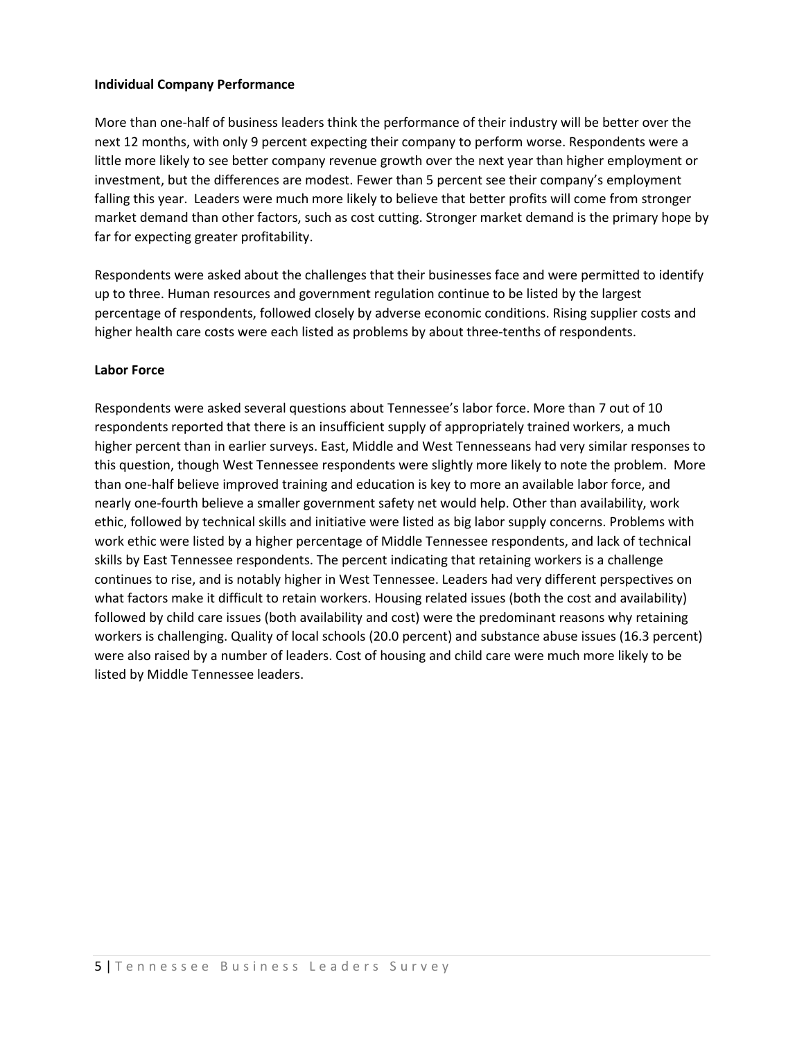**Individual Company Performance**

More than one-half of business leaders think the performance of their industry will be better over the next 12 months, with only 9 percent expecting their company to perform worse. Respondents were a little more likely to see better company revenue growth over the next year than higher employment or investment, but the differences are modest. Fewer than 5 percent see their company's employment falling this year. Leaders were much more likely to believe that better profits will come from stronger market demand than other factors, such as cost cutting. Stronger market demand is the primary hope by far for expecting greater profitability.

Respondents were asked about the challenges that their businesses face and were permitted to identify up to three. Human resources and government regulation continue to be listed by the largest percentage of respondents, followed closely by adverse economic conditions. Rising supplier costs and higher health care costs were each listed as problems by about three-tenths of respondents.

**Labor Force**

Respondents were asked several questions about Tennessee's labor force. More than 7 out of 10 respondents reported that there is an insufficient supply of appropriately trained workers, a much higher percent than in earlier surveys. East, Middle and West Tennesseans had very similar responses to this question, though West Tennessee respondents were slightly more likely to note the problem. More than one-half believe improved training and education is key to more an available labor force, and nearly one-fourth believe a smaller government safety net would help. Other than availability, work ethic, followed by technical skills and initiative were listed as big labor supply concerns. Problems with work ethic were listed by a higher percentage of Middle Tennessee respondents, and lack of technical skills by East Tennessee respondents. The percent indicating that retaining workers is a challenge continues to rise, and is notably higher in West Tennessee. Leaders had very different perspectives on what factors make it difficult to retain workers. Housing related issues (both the cost and availability) followed by child care issues (both availability and cost) were the predominant reasons why retaining workers is challenging. Quality of local schools (20.0 percent) and substance abuse issues (16.3 percent) were also raised by a number of leaders. Cost of housing and child care were much more likely to be listed by Middle Tennessee leaders.